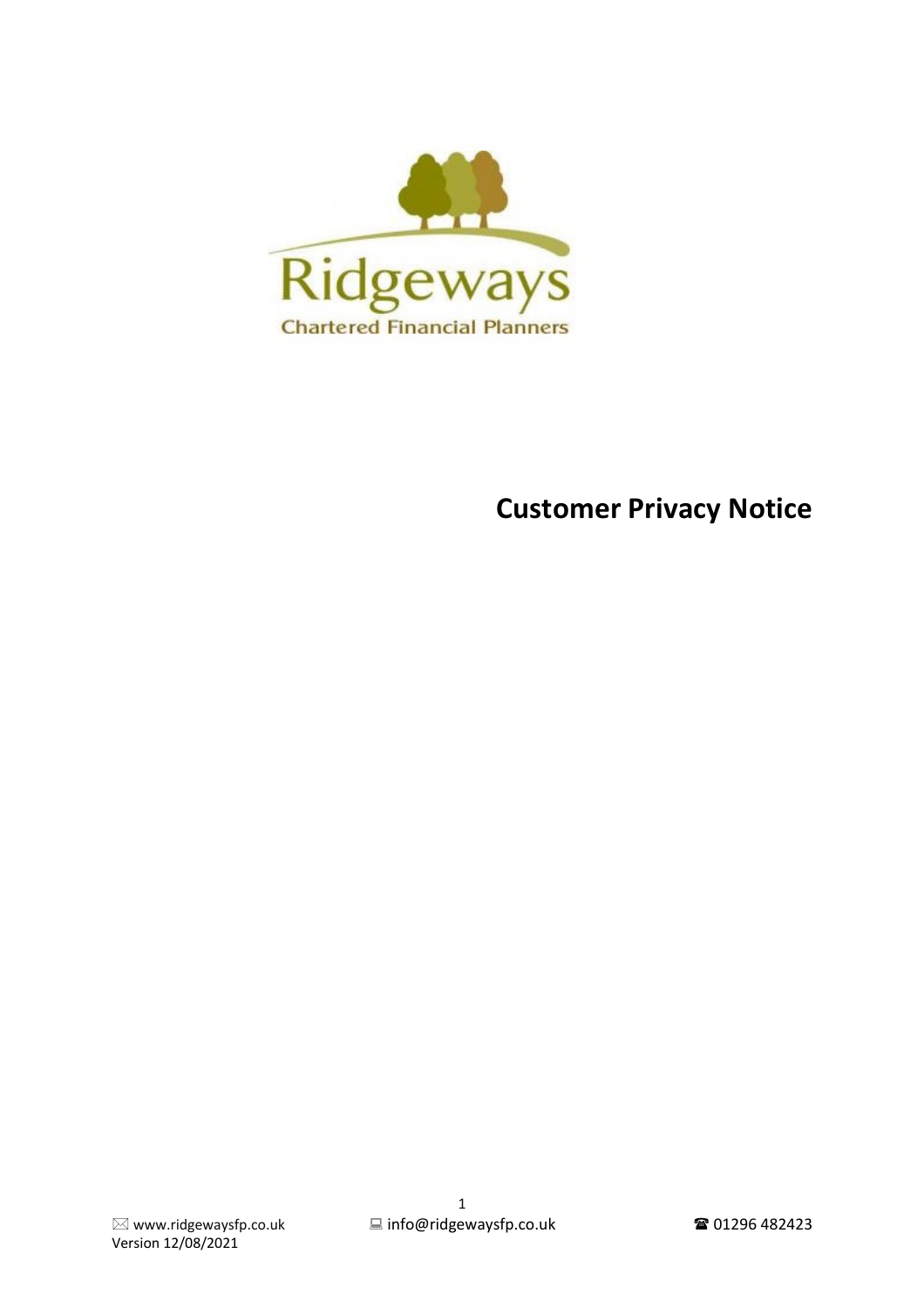Ridgeways

Chartered Financial Planners

# Customer Privacy Notice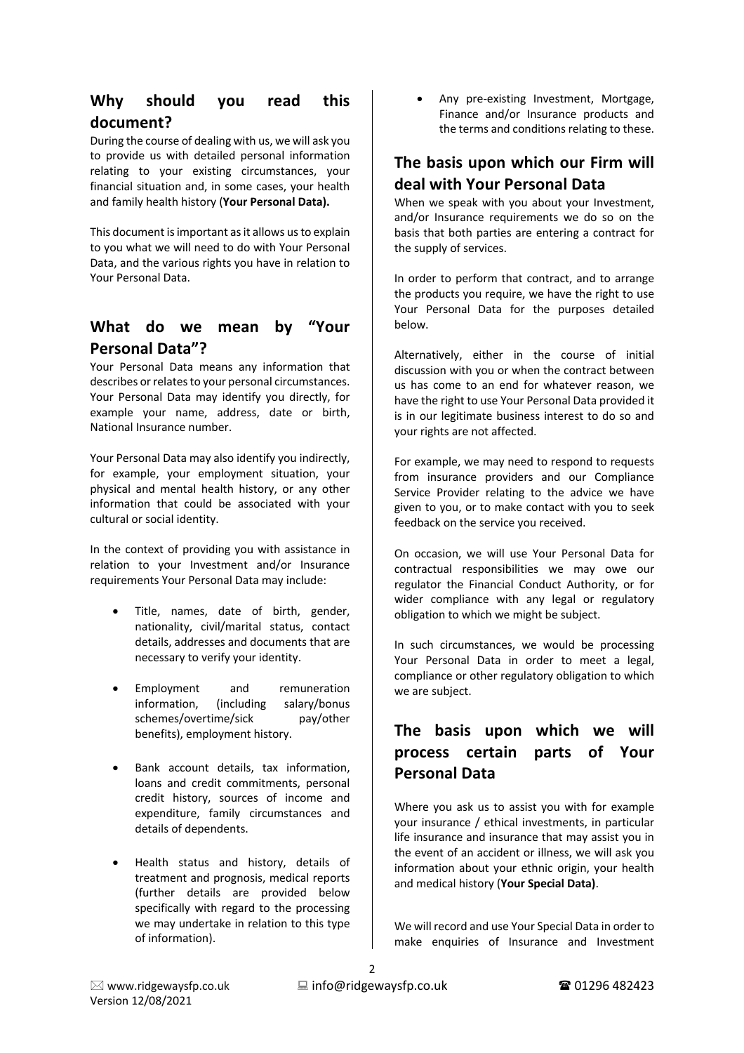## Why should you read this document?

During the course of dealing with us, we will ask you to provide us with detailed personal information relating to your existing circumstances, your financial situation and, in some cases, your health and family health history (**Your Personal Data).**

This document is important as it allows us to explain to you what we will need to do with Your Personal Data, and the various rights you have in relation to Your Personal Data.

## What do we mean by "Your Personal Data"?

Your Personal Data means any information that describes or relates to your personal circumstances. Your Personal Data may identify you directly, for example your name, address, date or birth, National Insurance number.

Your Personal Data may also identify you indirectly, for example, your employment situation, your physical and mental health history, or any other information that could be associated with your cultural or social identity.

In the context of providing you with assistance in relation to your Investment and/or Insurance requirements Your Personal Data may include:

- Title, names, date of birth, gender, nationality, civil/marital status, contact details, addresses and documents that are necessary to verify your identity.
- Employment and remuneration information, (including salary/bonus schemes/overtime/sick pay/other benefits), employment history.
- Bank account details, tax information, loans and credit commitments, personal credit history, sources of income and expenditure, family circumstances and details of dependents.
- Health status and history, details of treatment and prognosis, medical reports (further details are provided below specifically with regard to the processing we may undertake in relation to this type of information).
- Any pre-existing Investment, Mortgage, Finance and/or Insurance products and the terms and conditions relating to these.

## The basis upon which our Firm will deal with Your Personal Data

When we speak with you about your Investment, and/or Insurance requirements we do so on the basis that both parties are entering a contract for the supply of services.

In order to perform that contract, and to arrange the products you require, we have the right to use Your Personal Data for the purposes detailed below.

Alternatively, either in the course of initial discussion with you or when the contract between us has come to an end for whatever reason, we have the right to use Your Personal Data provided it is in our legitimate business interest to do so and your rights are not affected.

For example, we may need to respond to requests from insurance providers and our Compliance Service Provider relating to the advice we have given to you, or to make contact with you to seek feedback on the service you received.

On occasion, we will use Your Personal Data for contractual responsibilities we may owe our regulator the Financial Conduct Authority, or for wider compliance with any legal or regulatory obligation to which we might be subject.

In such circumstances, we would be processing Your Personal Data in order to meet a legal, compliance or other regulatory obligation to which we are subject.

## The basis upon which we will process certain parts of Your Personal Data

Where you ask us to assist you with for example your insurance / ethical investments, in particular life insurance and insurance that may assist you in the event of an accident or illness, we will ask you information about your ethnic origin, your health and medical history (**Your Special Data)**.

We will record and use Your Special Data in order to make enquiries of Insurance and Investment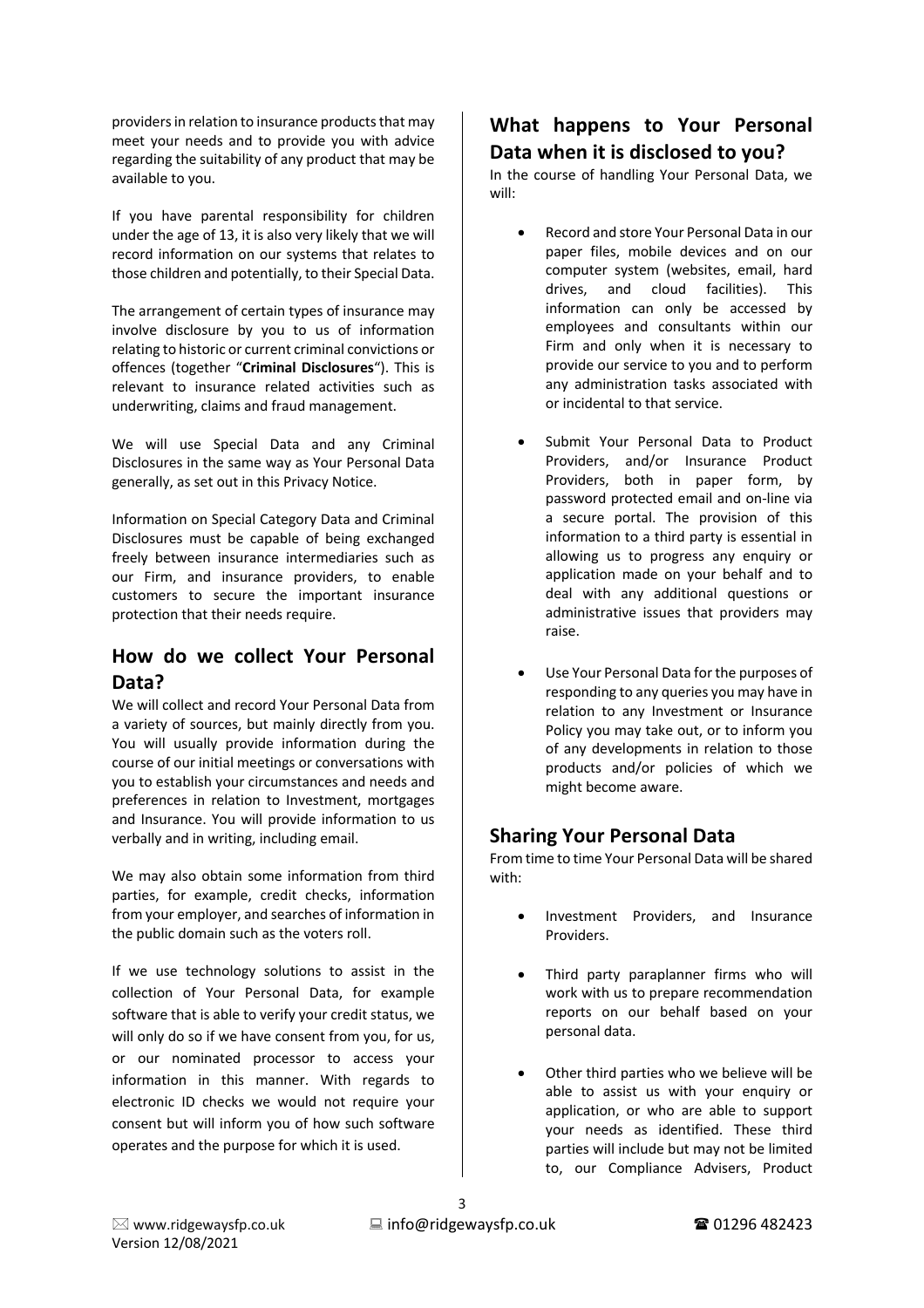providers in relation to insurance products that may meet your needs and to provide you with advice regarding the suitability of any product that may be available to you.

If you have parental responsibility for children under the age of 13, it is also very likely that we will record information on our systems that relates to those children and potentially, to their Special Data.

The arrangement of certain types of insurance may involve disclosure by you to us of information relating to historic or current criminal convictions or offences (together "**Criminal Disclosures**"). This is relevant to insurance related activities such as underwriting, claims and fraud management.

We will use Special Data and any Criminal Disclosures in the same way as Your Personal Data generally, as set out in this Privacy Notice.

Information on Special Category Data and Criminal Disclosures must be capable of being exchanged freely between insurance intermediaries such as our Firm, and insurance providers, to enable customers to secure the important insurance protection that their needs require.

## How do we collect Your Personal Data?

We will collect and record Your Personal Data from a variety of sources, but mainly directly from you. You will usually provide information during the course of our initial meetings or conversations with you to establish your circumstances and needs and preferences in relation to Investment, mortgages and Insurance. You will provide information to us verbally and in writing, including email.

We may also obtain some information from third parties, for example, credit checks, information from your employer, and searches of information in the public domain such as the voters roll.

If we use technology solutions to assist in the collection of Your Personal Data, for example software that is able to verify your credit status, we will only do so if we have consent from you, for us, or our nominated processor to access your information in this manner. With regards to electronic ID checks we would not require your consent but will inform you of how such software operates and the purpose for which it is used.

## What happens to Your Personal Data when it is disclosed to you?

In the course of handling Your Personal Data, we will:

- Record and store Your Personal Data in our paper files, mobile devices and on our computer system (websites, email, hard drives, and cloud facilities). This information can only be accessed by employees and consultants within our Firm and only when it is necessary to provide our service to you and to perform any administration tasks associated with or incidental to that service.
- Submit Your Personal Data to Product Providers, and/or Insurance Product Providers, both in paper form, by password protected email and on-line via a secure portal. The provision of this information to a third party is essential in allowing us to progress any enquiry or application made on your behalf and to deal with any additional questions or administrative issues that providers may raise.
- Use Your Personal Data for the purposes of responding to any queries you may have in relation to any Investment or Insurance Policy you may take out, or to inform you of any developments in relation to those products and/or policies of which we might become aware.

## Sharing Your Personal Data

From time to time Your Personal Data will be shared with:

- Investment Providers, and Insurance Providers.
- Third party paraplanner firms who will work with us to prepare recommendation reports on our behalf based on your personal data.
- Other third parties who we believe will be able to assist us with your enquiry or application, or who are able to support your needs as identified. These third parties will include but may not be limited to, our Compliance Advisers, Product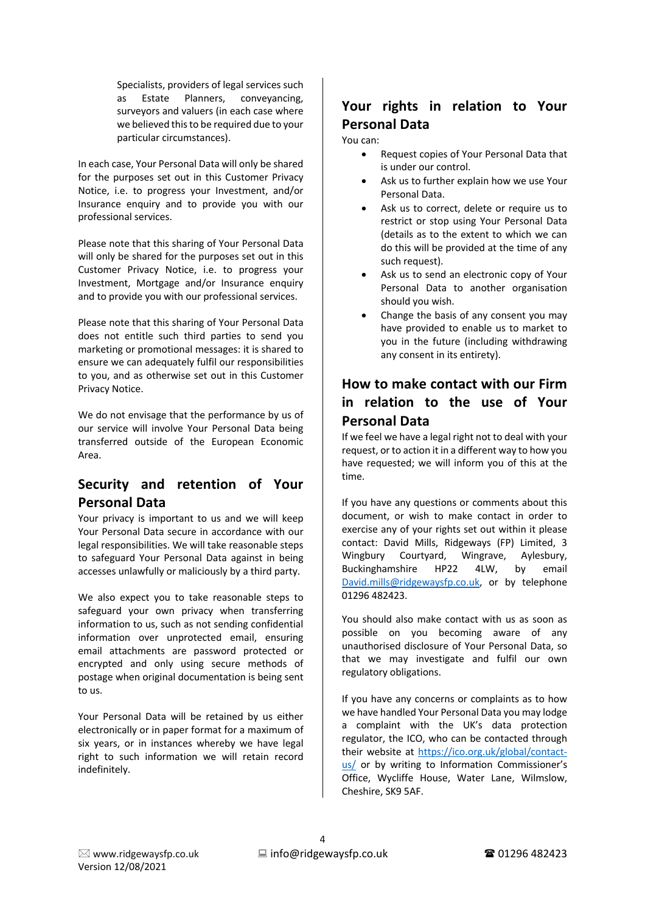Specialists, providers of legal services such as Estate Planners, conveyancing, surveyors and valuers (in each case where we believed this to be required due to your particular circumstances).

In each case, Your Personal Data will only be shared for the purposes set out in this Customer Privacy Notice, i.e. to progress your Investment, and/or Insurance enquiry and to provide you with our professional services.

Please note that this sharing of Your Personal Data will only be shared for the purposes set out in this Customer Privacy Notice, i.e. to progress your Investment, Mortgage and/or Insurance enquiry and to provide you with our professional services.

Please note that this sharing of Your Personal Data does not entitle such third parties to send you marketing or promotional messages: it is shared to ensure we can adequately fulfil our responsibilities to you, and as otherwise set out in this Customer Privacy Notice.

We do not envisage that the performance by us of our service will involve Your Personal Data being transferred outside of the European Economic Area.

## Security and retention of Your Personal Data

Your privacy is important to us and we will keep Your Personal Data secure in accordance with our legal responsibilities. We will take reasonable steps to safeguard Your Personal Data against in being accesses unlawfully or maliciously by a third party.

We also expect you to take reasonable steps to safeguard your own privacy when transferring information to us, such as not sending confidential information over unprotected email, ensuring email attachments are password protected or encrypted and only using secure methods of postage when original documentation is being sent to us.

Your Personal Data will be retained by us either electronically or in paper format for a maximum of six years, or in instances whereby we have legal right to such information we will retain record indefinitely.

## Your rights in relation to Your Personal Data

You can:

- Request copies of Your Personal Data that is under our control.
- Ask us to further explain how we use Your Personal Data.
- Ask us to correct, delete or require us to restrict or stop using Your Personal Data (details as to the extent to which we can do this will be provided at the time of any such request).
- Ask us to send an electronic copy of Your Personal Data to another organisation should you wish.
- Change the basis of any consent you may have provided to enable us to market to you in the future (including withdrawing any consent in its entirety).

## How to make contact with our Firm in relation to the use of Your Personal Data

If we feel we have a legal right not to deal with your request, or to action it in a different way to how you have requested; we will inform you of this at the time.

If you have any questions or comments about this document, or wish to make contact in order to exercise any of your rights set out within it please contact: David Mills, Ridgeways (FP) Limited, 3 Wingbury Courtyard, Wingrave, Aylesbury, Buckinghamshire HP22 4LW, by email David.mills@ridgewaysfp.co.uk, or by telephone 01296 482423.

You should also make contact with us as soon as possible on you becoming aware of any unauthorised disclosure of Your Personal Data, so that we may investigate and fulfil our own regulatory obligations.

If you have any concerns or complaints as to how we have handled Your Personal Data you may lodge a complaint with the UK's data protection regulator, the ICO, who can be contacted through their website at https://ico.org.uk/global/contact-us/ or by writing to Information Commissioner's Office, Wycliffe House, Water Lane, Wilmslow, Cheshire, SK9 5AF.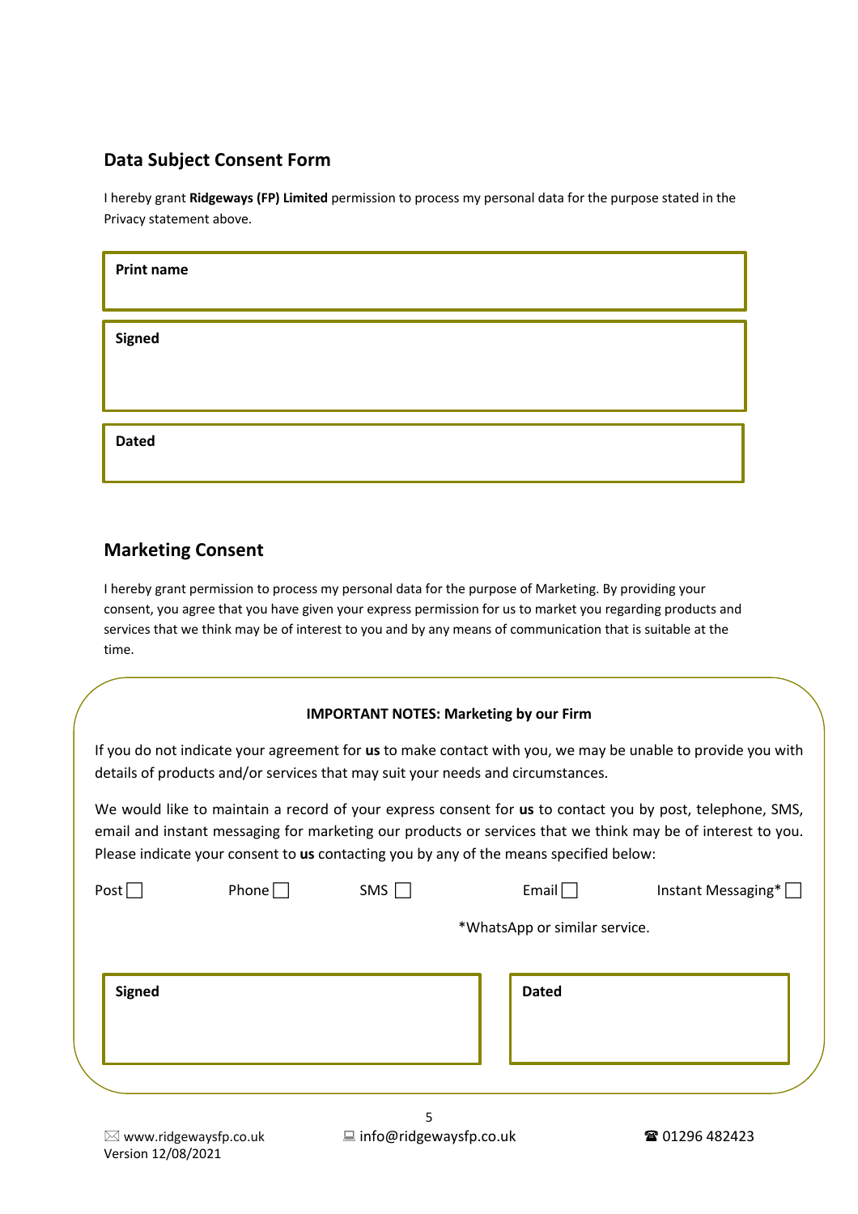## Data Subject Consent Form

I hereby grant **Ridgeways (FP) Limited** permission to process my personal data for the purpose stated in the Privacy statement above.

**Print name**

**Signed**

**Dated**

## Marketing Consent

I hereby grant permission to process my personal data for the purpose of Marketing. By providing your consent, you agree that you have given your express permission for us to market you regarding products and services that we think may be of interest to you and by any means of communication that is suitable at the time.

**IMPORTANT NOTES: Marketing by our Firm**

If you do not indicate your agreement for **us** to make contact with you, we may be unable to provide you with details of products and/or services that may suit your needs and circumstances.

We would like to maintain a record of your express consent for **us** to contact you by post, telephone, SMS, email and instant messaging for marketing our products or services that we think may be of interest to you. Please indicate your consent to **us** contacting you by any of the means specified below:

Post ☐ Phone ☐ SMS ☐ Email ☐ Instant Messaging* ☐

*WhatsApp or similar service.

**Signed**

**Dated**

✉ www.ridgewaysfp.co.uk
Version 12/08/2021

info@ridgewaysfp.co.uk

☎ 01296 482423